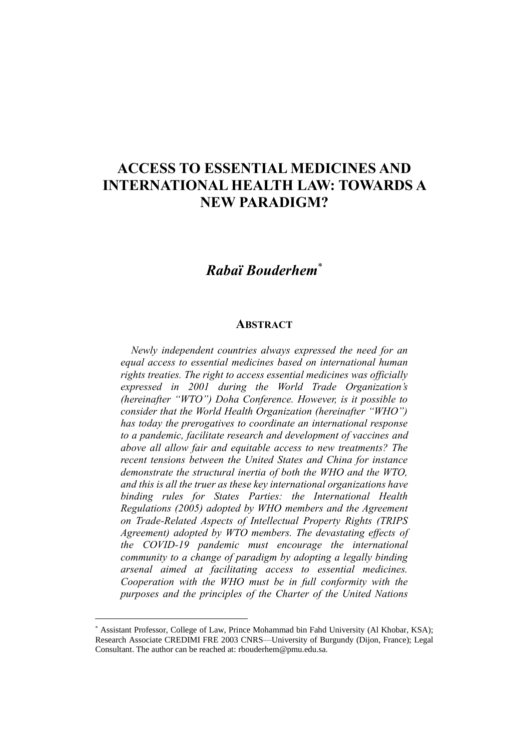# ACCESS TO ESSENTIAL MEDICINES AND INTERNATIONAL HEALTH LAW: TOWARDS A NEW PARADIGM?

## *Rabaï Bouderhem*[*]

### ABSTRACT

*Newly independent countries always expressed the need for an equal access to essential medicines based on international human rights treaties. The right to access essential medicines was officially expressed in 2001 during the World Trade Organization's (hereinafter "WTO") Doha Conference. However, is it possible to consider that the World Health Organization (hereinafter "WHO") has today the prerogatives to coordinate an international response to a pandemic, facilitate research and development of vaccines and above all allow fair and equitable access to new treatments? The recent tensions between the United States and China for instance demonstrate the structural inertia of both the WHO and the WTO, and this is all the truer as these key international organizations have binding rules for States Parties: the International Health Regulations (2005) adopted by WHO members and the Agreement on Trade-Related Aspects of Intellectual Property Rights (TRIPS Agreement) adopted by WTO members. The devastating effects of the COVID-19 pandemic must encourage the international community to a change of paradigm by adopting a legally binding arsenal aimed at facilitating access to essential medicines. Cooperation with the WHO must be in full conformity with the purposes and the principles of the Charter of the United Nations*

---

[*] Assistant Professor, College of Law, Prince Mohammad bin Fahd University (Al Khobar, KSA); Research Associate CREDIMI FRE 2003 CNRS—University of Burgundy (Dijon, France); Legal Consultant. The author can be reached at: rbouderhem@pmu.edu.sa.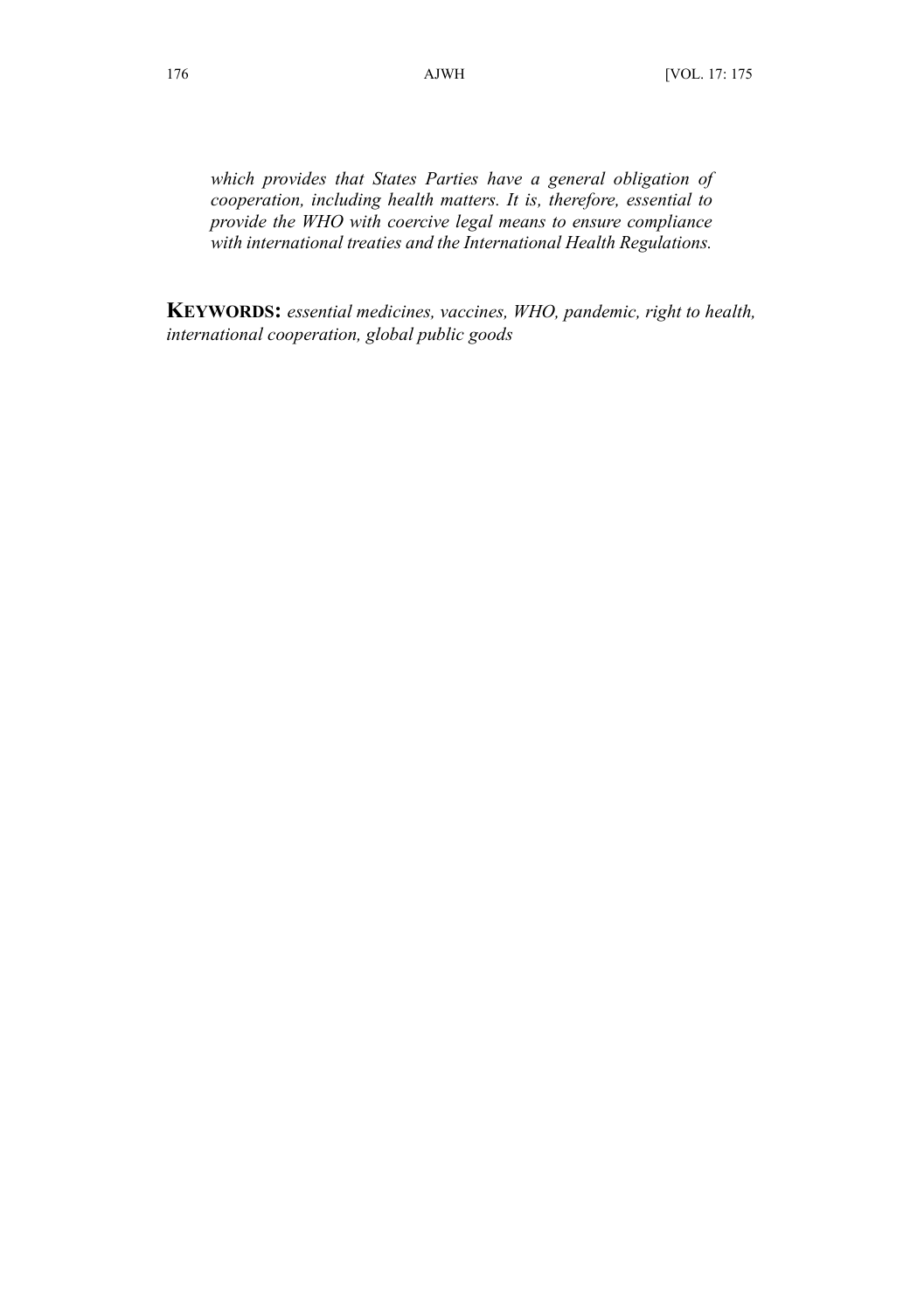*which provides that States Parties have a general obligation of cooperation, including health matters. It is, therefore, essential to provide the WHO with coercive legal means to ensure compliance with international treaties and the International Health Regulations.*

**KEYWORDS:** *essential medicines, vaccines, WHO, pandemic, right to health, international cooperation, global public goods*